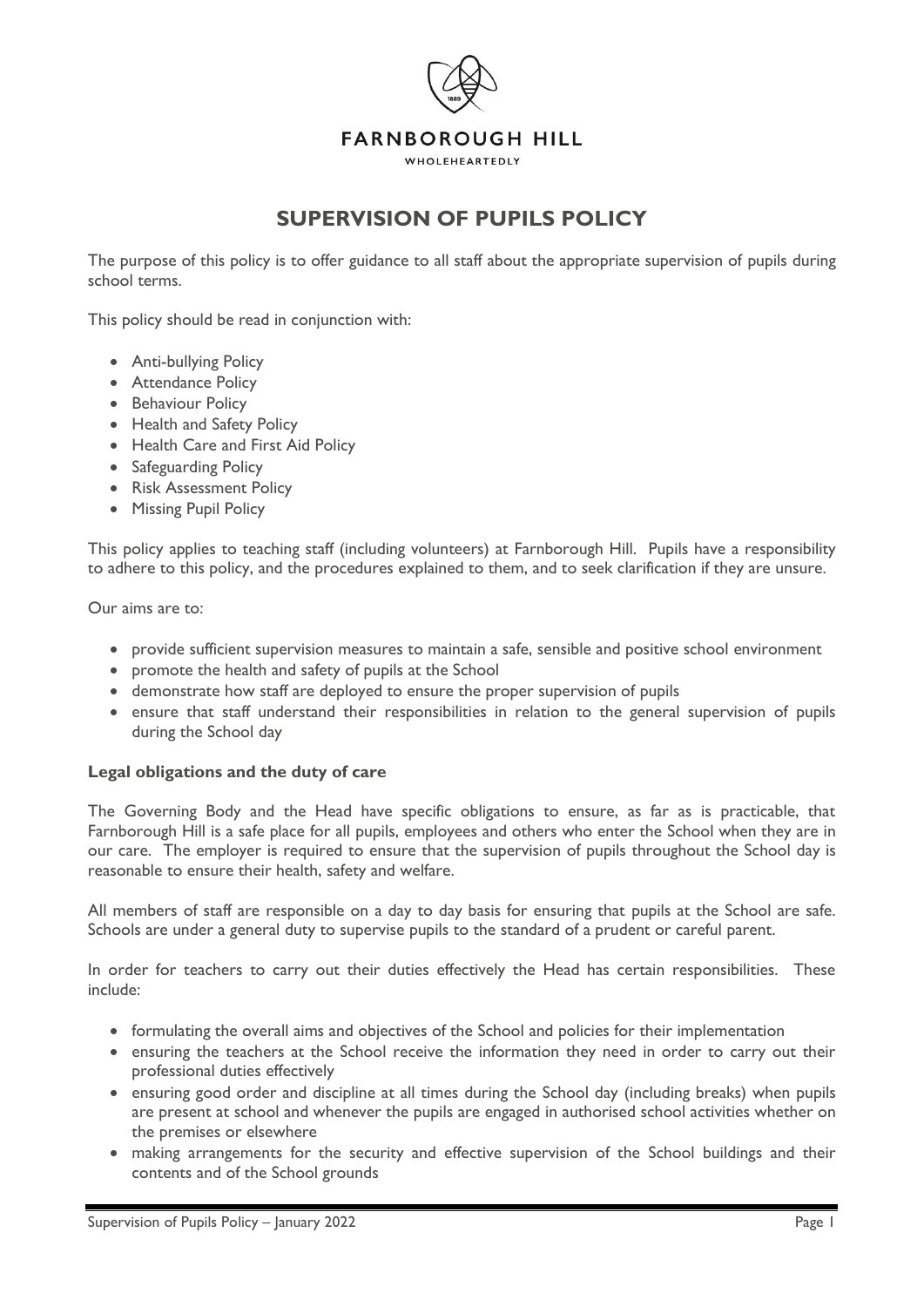FARNBOROUGH HILL

WHOLEHEARTEDLY

# SUPERVISION OF PUPILS POLICY

The purpose of this policy is to offer guidance to all staff about the appropriate supervision of pupils during school terms.

This policy should be read in conjunction with:

- Anti-bullying Policy
- Attendance Policy
- Behaviour Policy
- Health and Safety Policy
- Health Care and First Aid Policy
- Safeguarding Policy
- Risk Assessment Policy
- Missing Pupil Policy

This policy applies to teaching staff (including volunteers) at Farnborough Hill. Pupils have a responsibility to adhere to this policy, and the procedures explained to them, and to seek clarification if they are unsure.

Our aims are to:

- provide sufficient supervision measures to maintain a safe, sensible and positive school environment
- promote the health and safety of pupils at the School
- demonstrate how staff are deployed to ensure the proper supervision of pupils
- ensure that staff understand their responsibilities in relation to the general supervision of pupils during the School day

**Legal obligations and the duty of care**

The Governing Body and the Head have specific obligations to ensure, as far as is practicable, that Farnborough Hill is a safe place for all pupils, employees and others who enter the School when they are in our care. The employer is required to ensure that the supervision of pupils throughout the School day is reasonable to ensure their health, safety and welfare.

All members of staff are responsible on a day to day basis for ensuring that pupils at the School are safe. Schools are under a general duty to supervise pupils to the standard of a prudent or careful parent.

In order for teachers to carry out their duties effectively the Head has certain responsibilities. These include:

- formulating the overall aims and objectives of the School and policies for their implementation
- ensuring the teachers at the School receive the information they need in order to carry out their professional duties effectively
- ensuring good order and discipline at all times during the School day (including breaks) when pupils are present at school and whenever the pupils are engaged in authorised school activities whether on the premises or elsewhere
- making arrangements for the security and effective supervision of the School buildings and their contents and of the School grounds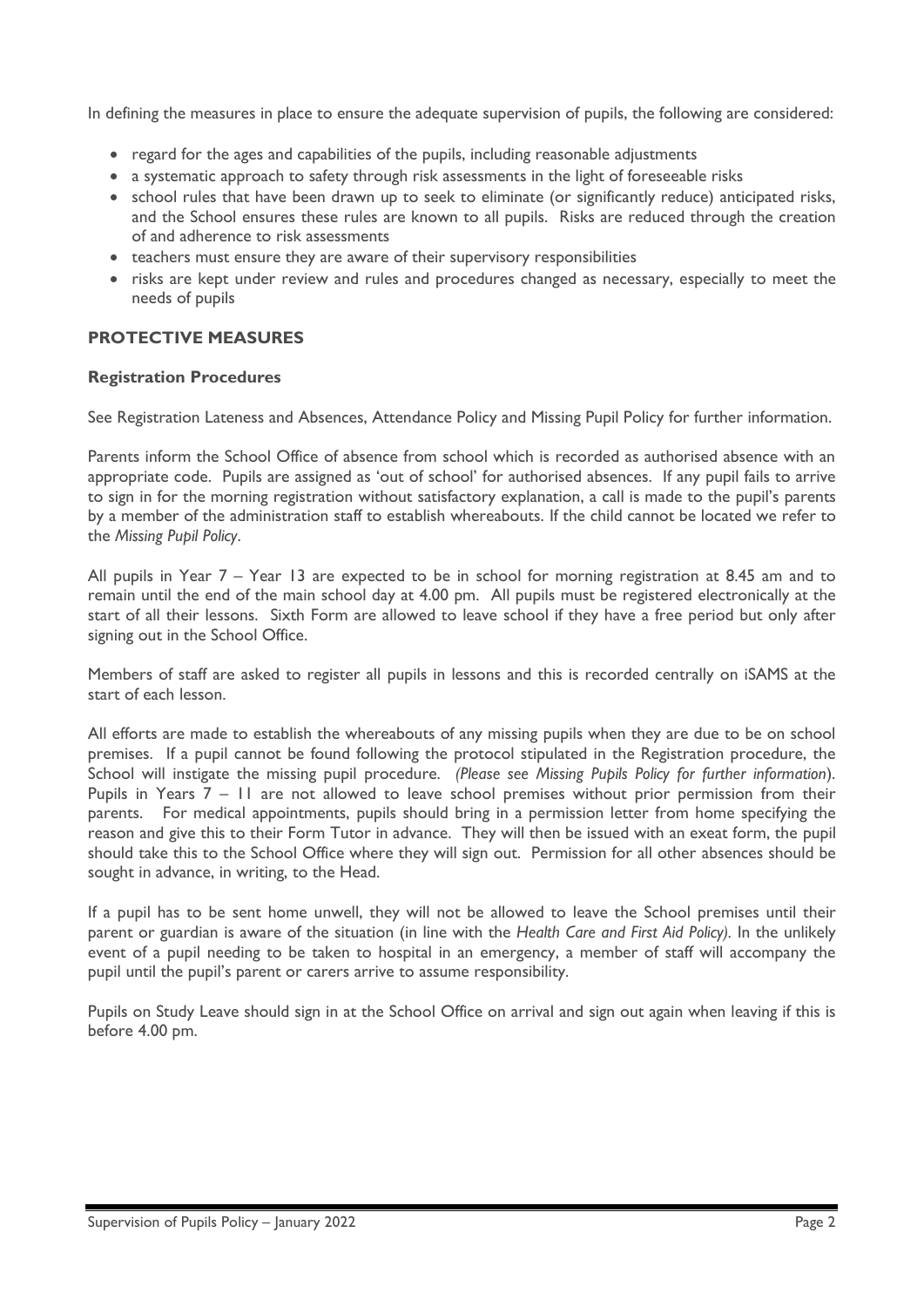In defining the measures in place to ensure the adequate supervision of pupils, the following are considered:

- regard for the ages and capabilities of the pupils, including reasonable adjustments
- a systematic approach to safety through risk assessments in the light of foreseeable risks
- school rules that have been drawn up to seek to eliminate (or significantly reduce) anticipated risks, and the School ensures these rules are known to all pupils. Risks are reduced through the creation of and adherence to risk assessments
- teachers must ensure they are aware of their supervisory responsibilities
- risks are kept under review and rules and procedures changed as necessary, especially to meet the needs of pupils

## PROTECTIVE MEASURES

### Registration Procedures

See Registration Lateness and Absences, Attendance Policy and Missing Pupil Policy for further information.

Parents inform the School Office of absence from school which is recorded as authorised absence with an appropriate code. Pupils are assigned as 'out of school' for authorised absences. If any pupil fails to arrive to sign in for the morning registration without satisfactory explanation, a call is made to the pupil's parents by a member of the administration staff to establish whereabouts. If the child cannot be located we refer to the *Missing Pupil Policy*.

All pupils in Year 7 – Year 13 are expected to be in school for morning registration at 8.45 am and to remain until the end of the main school day at 4.00 pm. All pupils must be registered electronically at the start of all their lessons. Sixth Form are allowed to leave school if they have a free period but only after signing out in the School Office.

Members of staff are asked to register all pupils in lessons and this is recorded centrally on iSAMS at the start of each lesson.

All efforts are made to establish the whereabouts of any missing pupils when they are due to be on school premises. If a pupil cannot be found following the protocol stipulated in the Registration procedure, the School will instigate the missing pupil procedure. *(Please see Missing Pupils Policy for further information*). Pupils in Years 7 – 11 are not allowed to leave school premises without prior permission from their parents. For medical appointments, pupils should bring in a permission letter from home specifying the reason and give this to their Form Tutor in advance. They will then be issued with an exeat form, the pupil should take this to the School Office where they will sign out. Permission for all other absences should be sought in advance, in writing, to the Head.

If a pupil has to be sent home unwell, they will not be allowed to leave the School premises until their parent or guardian is aware of the situation (in line with the *Health Care and First Aid Policy)*. In the unlikely event of a pupil needing to be taken to hospital in an emergency, a member of staff will accompany the pupil until the pupil's parent or carers arrive to assume responsibility.

Pupils on Study Leave should sign in at the School Office on arrival and sign out again when leaving if this is before 4.00 pm.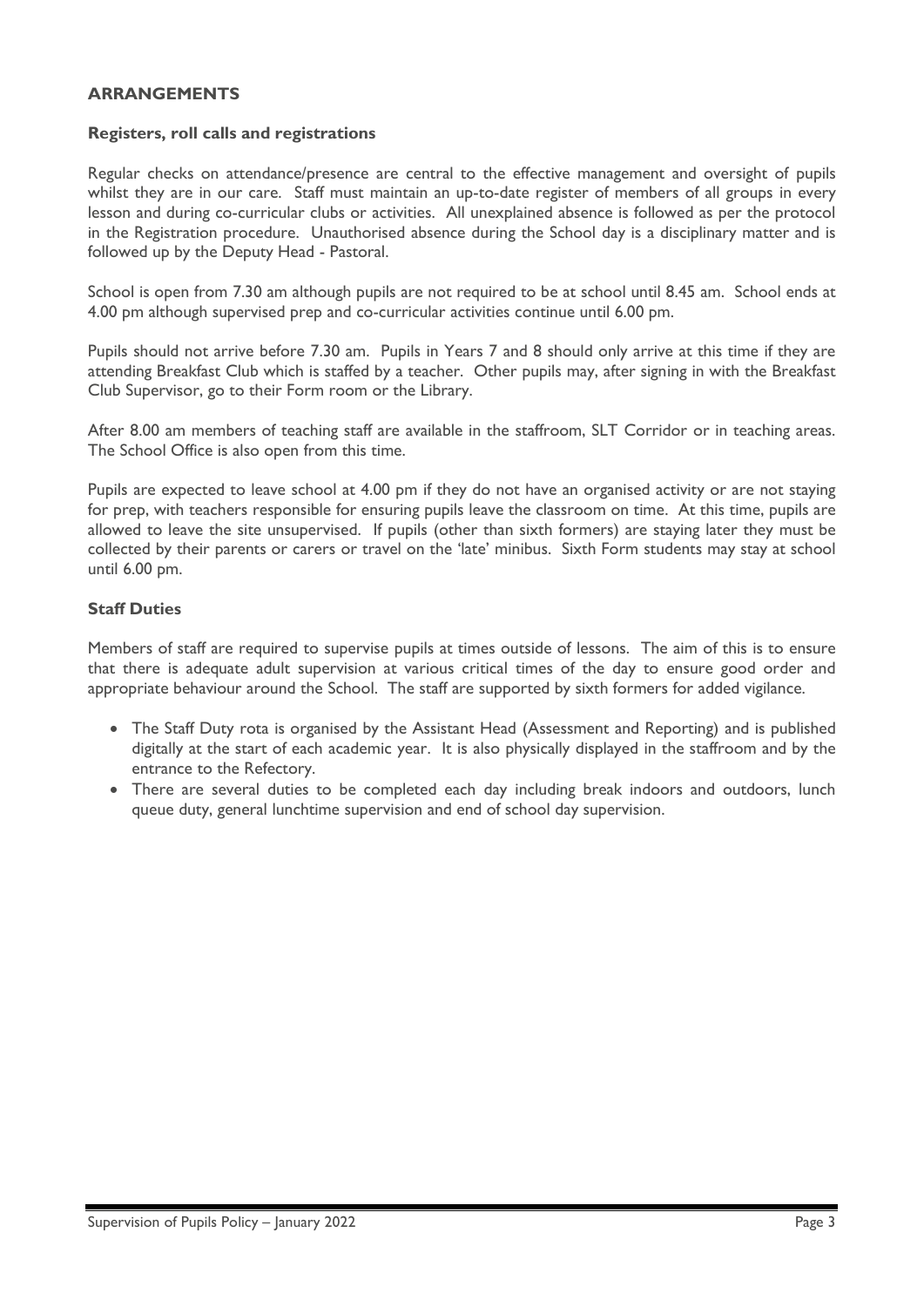## ARRANGEMENTS

### Registers, roll calls and registrations

Regular checks on attendance/presence are central to the effective management and oversight of pupils whilst they are in our care. Staff must maintain an up-to-date register of members of all groups in every lesson and during co-curricular clubs or activities. All unexplained absence is followed as per the protocol in the Registration procedure. Unauthorised absence during the School day is a disciplinary matter and is followed up by the Deputy Head - Pastoral.

School is open from 7.30 am although pupils are not required to be at school until 8.45 am. School ends at 4.00 pm although supervised prep and co-curricular activities continue until 6.00 pm.

Pupils should not arrive before 7.30 am. Pupils in Years 7 and 8 should only arrive at this time if they are attending Breakfast Club which is staffed by a teacher. Other pupils may, after signing in with the Breakfast Club Supervisor, go to their Form room or the Library.

After 8.00 am members of teaching staff are available in the staffroom, SLT Corridor or in teaching areas. The School Office is also open from this time.

Pupils are expected to leave school at 4.00 pm if they do not have an organised activity or are not staying for prep, with teachers responsible for ensuring pupils leave the classroom on time. At this time, pupils are allowed to leave the site unsupervised. If pupils (other than sixth formers) are staying later they must be collected by their parents or carers or travel on the 'late' minibus. Sixth Form students may stay at school until 6.00 pm.

### Staff Duties

Members of staff are required to supervise pupils at times outside of lessons. The aim of this is to ensure that there is adequate adult supervision at various critical times of the day to ensure good order and appropriate behaviour around the School. The staff are supported by sixth formers for added vigilance.

- The Staff Duty rota is organised by the Assistant Head (Assessment and Reporting) and is published digitally at the start of each academic year. It is also physically displayed in the staffroom and by the entrance to the Refectory.
- There are several duties to be completed each day including break indoors and outdoors, lunch queue duty, general lunchtime supervision and end of school day supervision.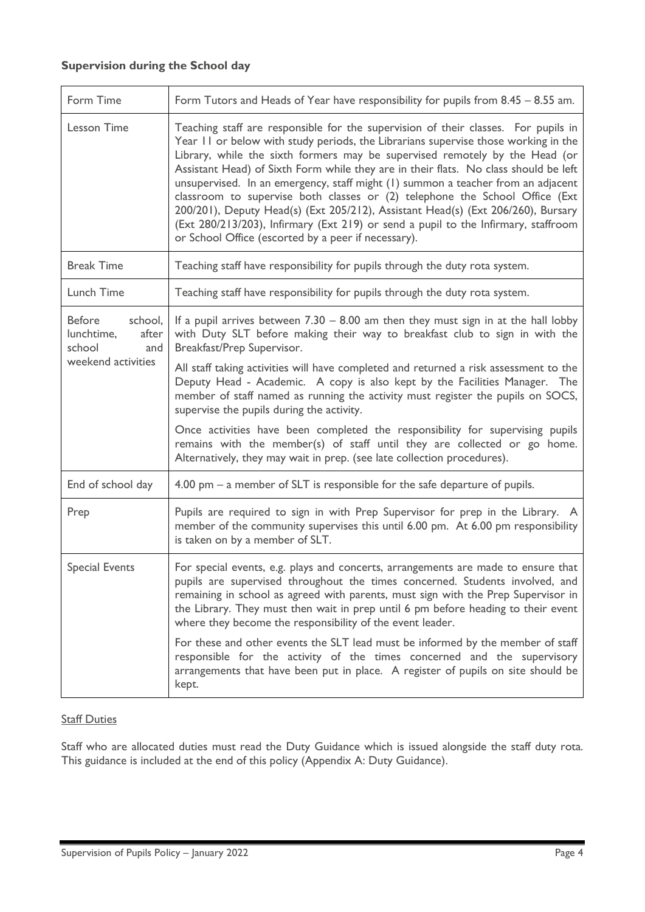**Supervision during the School day**

| | |
|---|---|
| Form Time | Form Tutors and Heads of Year have responsibility for pupils from 8.45 – 8.55 am. |
| Lesson Time | Teaching staff are responsible for the supervision of their classes. For pupils in Year 11 or below with study periods, the Librarians supervise those working in the Library, while the sixth formers may be supervised remotely by the Head (or Assistant Head) of Sixth Form while they are in their flats. No class should be left unsupervised. In an emergency, staff might (1) summon a teacher from an adjacent classroom to supervise both classes or (2) telephone the School Office (Ext 200/201), Deputy Head(s) (Ext 205/212), Assistant Head(s) (Ext 206/260), Bursary (Ext 280/213/203), Infirmary (Ext 219) or send a pupil to the Infirmary, staffroom or School Office (escorted by a peer if necessary). |
| Break Time | Teaching staff have responsibility for pupils through the duty rota system. |
| Lunch Time | Teaching staff have responsibility for pupils through the duty rota system. |
| Before school, lunchtime, after school and weekend activities | If a pupil arrives between 7.30 – 8.00 am then they must sign in at the hall lobby with Duty SLT before making their way to breakfast club to sign in with the Breakfast/Prep Supervisor.<br><br>All staff taking activities will have completed and returned a risk assessment to the Deputy Head - Academic. A copy is also kept by the Facilities Manager. The member of staff named as running the activity must register the pupils on SOCS, supervise the pupils during the activity.<br><br>Once activities have been completed the responsibility for supervising pupils remains with the member(s) of staff until they are collected or go home. Alternatively, they may wait in prep. (see late collection procedures). |
| End of school day | 4.00 pm – a member of SLT is responsible for the safe departure of pupils. |
| Prep | Pupils are required to sign in with Prep Supervisor for prep in the Library. A member of the community supervises this until 6.00 pm. At 6.00 pm responsibility is taken on by a member of SLT. |
| Special Events | For special events, e.g. plays and concerts, arrangements are made to ensure that pupils are supervised throughout the times concerned. Students involved, and remaining in school as agreed with parents, must sign with the Prep Supervisor in the Library. They must then wait in prep until 6 pm before heading to their event where they become the responsibility of the event leader.<br><br>For these and other events the SLT lead must be informed by the member of staff responsible for the activity of the times concerned and the supervisory arrangements that have been put in place. A register of pupils on site should be kept. |

Staff Duties

Staff who are allocated duties must read the Duty Guidance which is issued alongside the staff duty rota. This guidance is included at the end of this policy (Appendix A: Duty Guidance).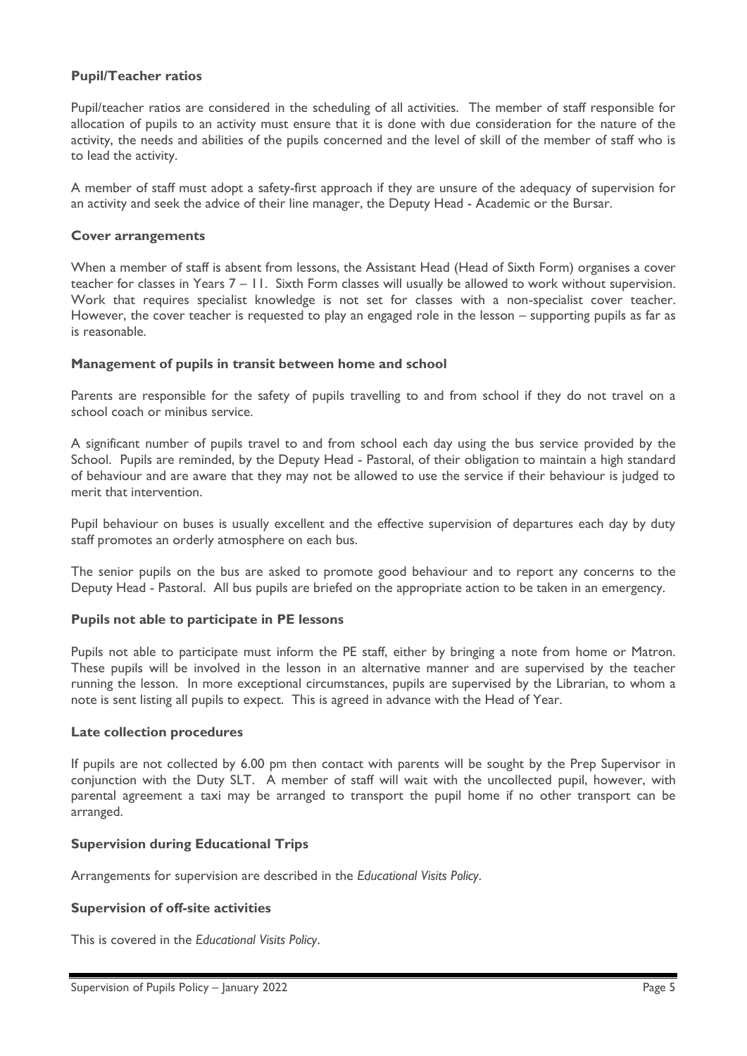### Pupil/Teacher ratios

Pupil/teacher ratios are considered in the scheduling of all activities. The member of staff responsible for allocation of pupils to an activity must ensure that it is done with due consideration for the nature of the activity, the needs and abilities of the pupils concerned and the level of skill of the member of staff who is to lead the activity.

A member of staff must adopt a safety-first approach if they are unsure of the adequacy of supervision for an activity and seek the advice of their line manager, the Deputy Head - Academic or the Bursar.

### Cover arrangements

When a member of staff is absent from lessons, the Assistant Head (Head of Sixth Form) organises a cover teacher for classes in Years 7 – 11. Sixth Form classes will usually be allowed to work without supervision. Work that requires specialist knowledge is not set for classes with a non-specialist cover teacher. However, the cover teacher is requested to play an engaged role in the lesson – supporting pupils as far as is reasonable.

### Management of pupils in transit between home and school

Parents are responsible for the safety of pupils travelling to and from school if they do not travel on a school coach or minibus service.

A significant number of pupils travel to and from school each day using the bus service provided by the School. Pupils are reminded, by the Deputy Head - Pastoral, of their obligation to maintain a high standard of behaviour and are aware that they may not be allowed to use the service if their behaviour is judged to merit that intervention.

Pupil behaviour on buses is usually excellent and the effective supervision of departures each day by duty staff promotes an orderly atmosphere on each bus.

The senior pupils on the bus are asked to promote good behaviour and to report any concerns to the Deputy Head - Pastoral. All bus pupils are briefed on the appropriate action to be taken in an emergency.

### Pupils not able to participate in PE lessons

Pupils not able to participate must inform the PE staff, either by bringing a note from home or Matron. These pupils will be involved in the lesson in an alternative manner and are supervised by the teacher running the lesson. In more exceptional circumstances, pupils are supervised by the Librarian, to whom a note is sent listing all pupils to expect. This is agreed in advance with the Head of Year.

### Late collection procedures

If pupils are not collected by 6.00 pm then contact with parents will be sought by the Prep Supervisor in conjunction with the Duty SLT. A member of staff will wait with the uncollected pupil, however, with parental agreement a taxi may be arranged to transport the pupil home if no other transport can be arranged.

### Supervision during Educational Trips

Arrangements for supervision are described in the *Educational Visits Policy*.

### Supervision of off-site activities

This is covered in the *Educational Visits Policy*.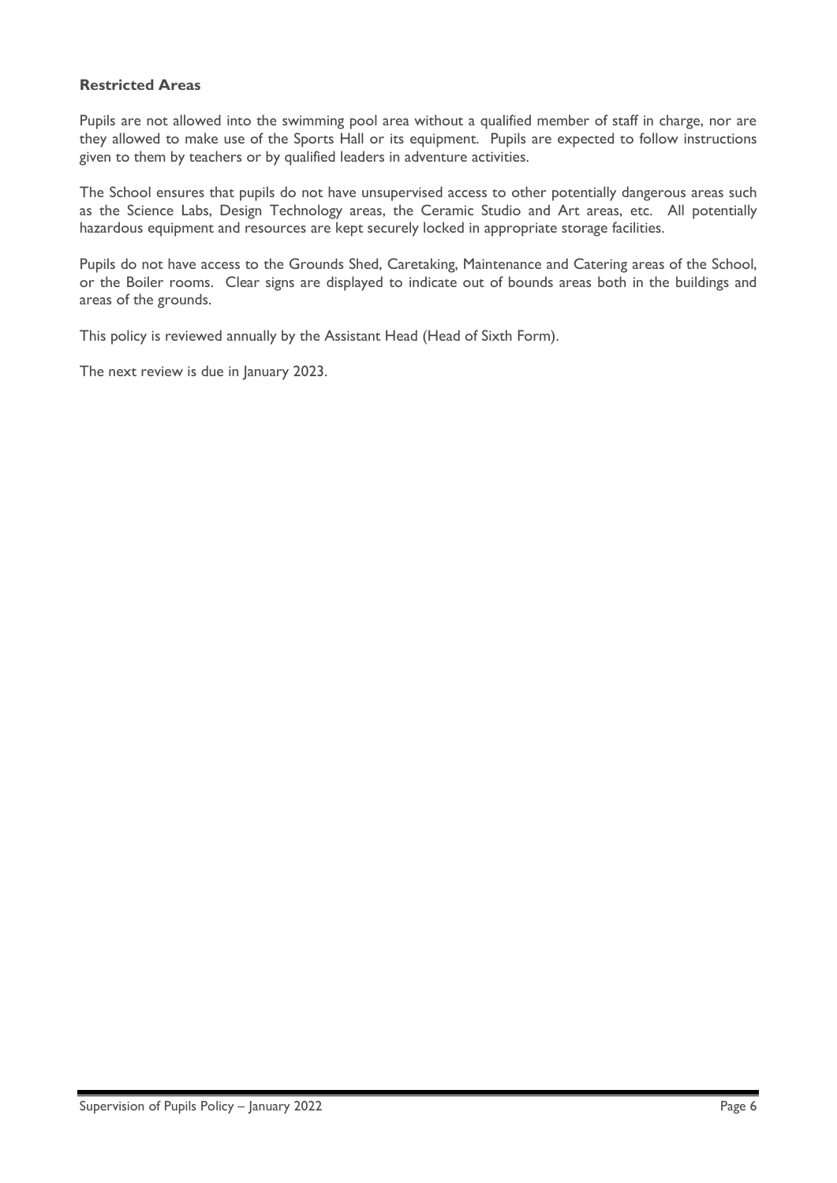**Restricted Areas**

Pupils are not allowed into the swimming pool area without a qualified member of staff in charge, nor are they allowed to make use of the Sports Hall or its equipment. Pupils are expected to follow instructions given to them by teachers or by qualified leaders in adventure activities.

The School ensures that pupils do not have unsupervised access to other potentially dangerous areas such as the Science Labs, Design Technology areas, the Ceramic Studio and Art areas, etc. All potentially hazardous equipment and resources are kept securely locked in appropriate storage facilities.

Pupils do not have access to the Grounds Shed, Caretaking, Maintenance and Catering areas of the School, or the Boiler rooms. Clear signs are displayed to indicate out of bounds areas both in the buildings and areas of the grounds.

This policy is reviewed annually by the Assistant Head (Head of Sixth Form).

The next review is due in January 2023.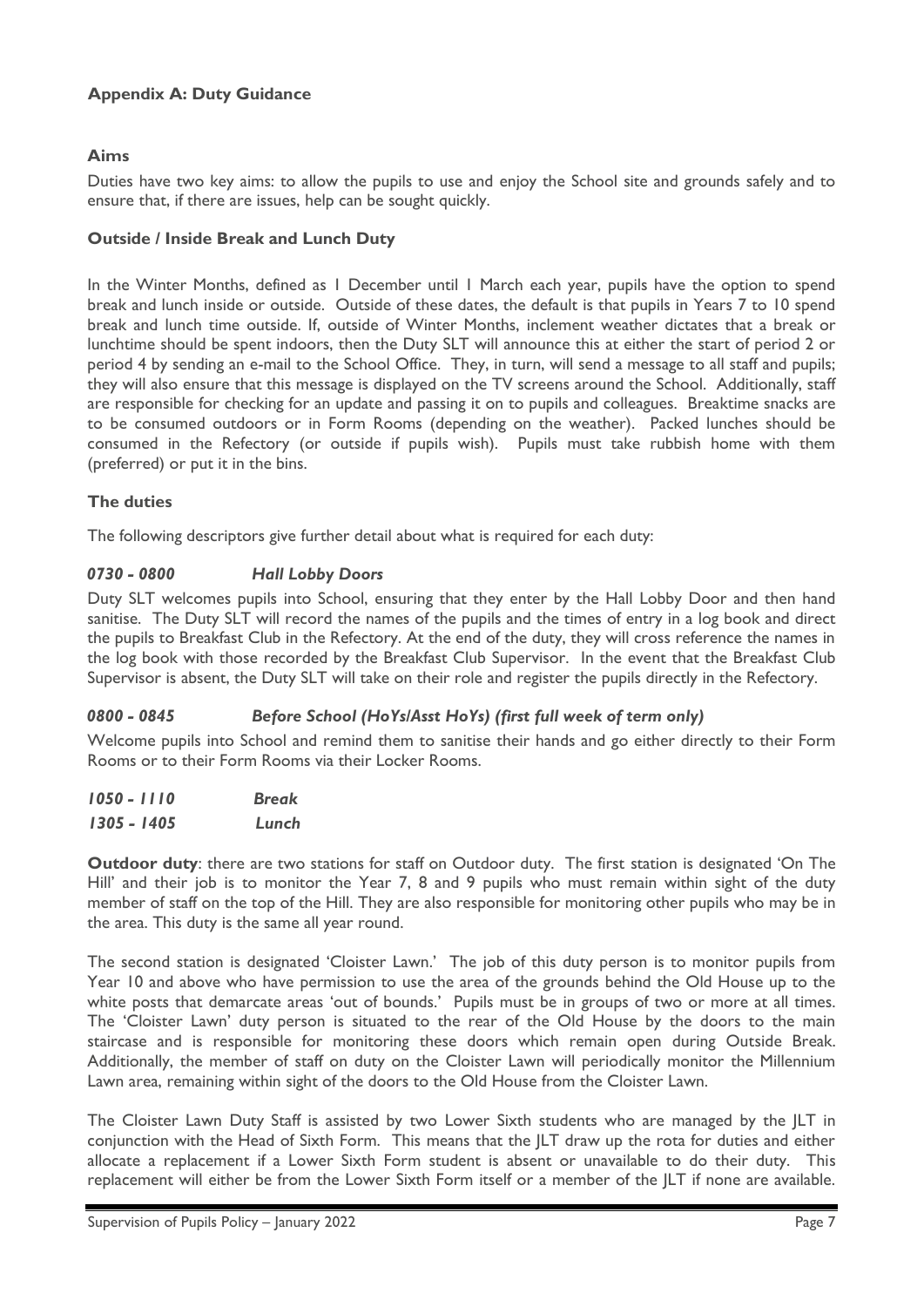## Appendix A: Duty Guidance

### Aims

Duties have two key aims: to allow the pupils to use and enjoy the School site and grounds safely and to ensure that, if there are issues, help can be sought quickly.

### Outside / Inside Break and Lunch Duty

In the Winter Months, defined as 1 December until 1 March each year, pupils have the option to spend break and lunch inside or outside. Outside of these dates, the default is that pupils in Years 7 to 10 spend break and lunch time outside. If, outside of Winter Months, inclement weather dictates that a break or lunchtime should be spent indoors, then the Duty SLT will announce this at either the start of period 2 or period 4 by sending an e-mail to the School Office. They, in turn, will send a message to all staff and pupils; they will also ensure that this message is displayed on the TV screens around the School. Additionally, staff are responsible for checking for an update and passing it on to pupils and colleagues. Breaktime snacks are to be consumed outdoors or in Form Rooms (depending on the weather). Packed lunches should be consumed in the Refectory (or outside if pupils wish). Pupils must take rubbish home with them (preferred) or put it in the bins.

### The duties

The following descriptors give further detail about what is required for each duty:

#### *0730 - 0800 Hall Lobby Doors*

Duty SLT welcomes pupils into School, ensuring that they enter by the Hall Lobby Door and then hand sanitise. The Duty SLT will record the names of the pupils and the times of entry in a log book and direct the pupils to Breakfast Club in the Refectory. At the end of the duty, they will cross reference the names in the log book with those recorded by the Breakfast Club Supervisor. In the event that the Breakfast Club Supervisor is absent, the Duty SLT will take on their role and register the pupils directly in the Refectory.

#### *0800 - 0845 Before School (HoYs/Asst HoYs) (first full week of term only)*

Welcome pupils into School and remind them to sanitise their hands and go either directly to their Form Rooms or to their Form Rooms via their Locker Rooms.

***1050 - 1110 Break***
***1305 - 1405 Lunch***

**Outdoor duty**: there are two stations for staff on Outdoor duty. The first station is designated 'On The Hill' and their job is to monitor the Year 7, 8 and 9 pupils who must remain within sight of the duty member of staff on the top of the Hill. They are also responsible for monitoring other pupils who may be in the area. This duty is the same all year round.

The second station is designated 'Cloister Lawn.' The job of this duty person is to monitor pupils from Year 10 and above who have permission to use the area of the grounds behind the Old House up to the white posts that demarcate areas 'out of bounds.' Pupils must be in groups of two or more at all times. The 'Cloister Lawn' duty person is situated to the rear of the Old House by the doors to the main staircase and is responsible for monitoring these doors which remain open during Outside Break. Additionally, the member of staff on duty on the Cloister Lawn will periodically monitor the Millennium Lawn area, remaining within sight of the doors to the Old House from the Cloister Lawn.

The Cloister Lawn Duty Staff is assisted by two Lower Sixth students who are managed by the JLT in conjunction with the Head of Sixth Form. This means that the JLT draw up the rota for duties and either allocate a replacement if a Lower Sixth Form student is absent or unavailable to do their duty. This replacement will either be from the Lower Sixth Form itself or a member of the JLT if none are available.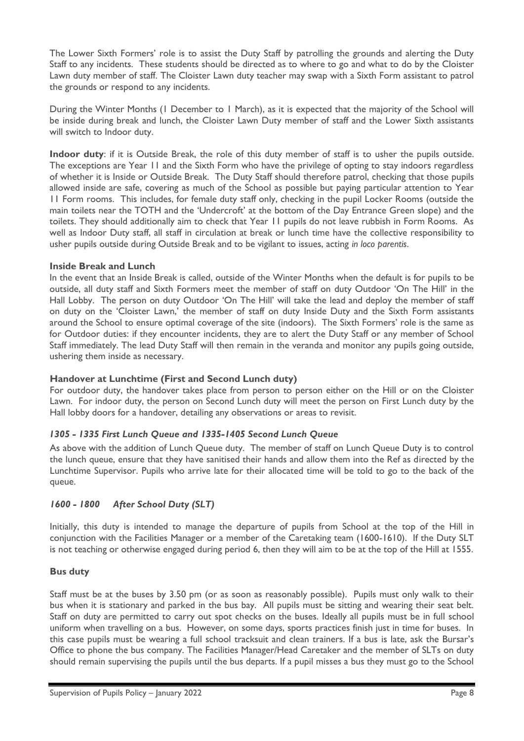The Lower Sixth Formers' role is to assist the Duty Staff by patrolling the grounds and alerting the Duty Staff to any incidents. These students should be directed as to where to go and what to do by the Cloister Lawn duty member of staff. The Cloister Lawn duty teacher may swap with a Sixth Form assistant to patrol the grounds or respond to any incidents.

During the Winter Months (1 December to 1 March), as it is expected that the majority of the School will be inside during break and lunch, the Cloister Lawn Duty member of staff and the Lower Sixth assistants will switch to Indoor duty.

**Indoor duty**: if it is Outside Break, the role of this duty member of staff is to usher the pupils outside. The exceptions are Year 11 and the Sixth Form who have the privilege of opting to stay indoors regardless of whether it is Inside or Outside Break. The Duty Staff should therefore patrol, checking that those pupils allowed inside are safe, covering as much of the School as possible but paying particular attention to Year 11 Form rooms. This includes, for female duty staff only, checking in the pupil Locker Rooms (outside the main toilets near the TOTH and the 'Undercroft' at the bottom of the Day Entrance Green slope) and the toilets. They should additionally aim to check that Year 11 pupils do not leave rubbish in Form Rooms. As well as Indoor Duty staff, all staff in circulation at break or lunch time have the collective responsibility to usher pupils outside during Outside Break and to be vigilant to issues, acting *in loco parentis*.

**Inside Break and Lunch**

In the event that an Inside Break is called, outside of the Winter Months when the default is for pupils to be outside, all duty staff and Sixth Formers meet the member of staff on duty Outdoor 'On The Hill' in the Hall Lobby. The person on duty Outdoor 'On The Hill' will take the lead and deploy the member of staff on duty on the 'Cloister Lawn,' the member of staff on duty Inside Duty and the Sixth Form assistants around the School to ensure optimal coverage of the site (indoors). The Sixth Formers' role is the same as for Outdoor duties: if they encounter incidents, they are to alert the Duty Staff or any member of School Staff immediately. The lead Duty Staff will then remain in the veranda and monitor any pupils going outside, ushering them inside as necessary.

### Handover at Lunchtime (First and Second Lunch duty)

For outdoor duty, the handover takes place from person to person either on the Hill or on the Cloister Lawn. For indoor duty, the person on Second Lunch duty will meet the person on First Lunch duty by the Hall lobby doors for a handover, detailing any observations or areas to revisit.

### *1305 - 1335 First Lunch Queue and 1335-1405 Second Lunch Queue*

As above with the addition of Lunch Queue duty. The member of staff on Lunch Queue Duty is to control the lunch queue, ensure that they have sanitised their hands and allow them into the Ref as directed by the Lunchtime Supervisor. Pupils who arrive late for their allocated time will be told to go to the back of the queue.

### *1600 - 1800 After School Duty (SLT)*

Initially, this duty is intended to manage the departure of pupils from School at the top of the Hill in conjunction with the Facilities Manager or a member of the Caretaking team (1600-1610). If the Duty SLT is not teaching or otherwise engaged during period 6, then they will aim to be at the top of the Hill at 1555.

### Bus duty

Staff must be at the buses by 3.50 pm (or as soon as reasonably possible). Pupils must only walk to their bus when it is stationary and parked in the bus bay. All pupils must be sitting and wearing their seat belt. Staff on duty are permitted to carry out spot checks on the buses. Ideally all pupils must be in full school uniform when travelling on a bus. However, on some days, sports practices finish just in time for buses. In this case pupils must be wearing a full school tracksuit and clean trainers. If a bus is late, ask the Bursar's Office to phone the bus company. The Facilities Manager/Head Caretaker and the member of SLTs on duty should remain supervising the pupils until the bus departs. If a pupil misses a bus they must go to the School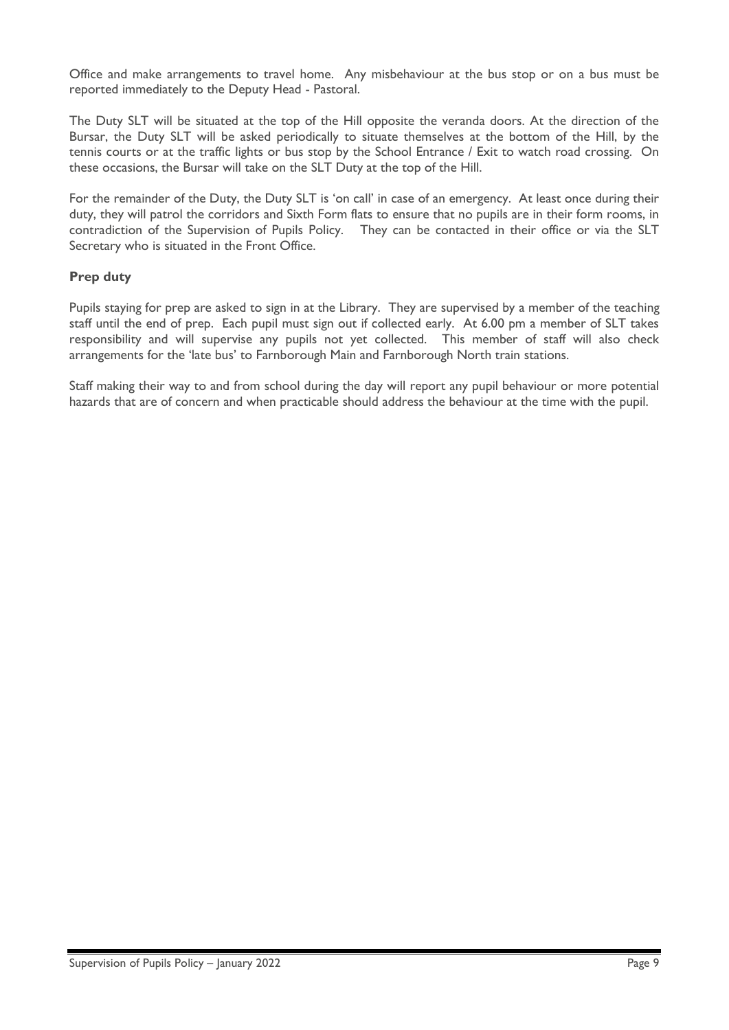Office and make arrangements to travel home. Any misbehaviour at the bus stop or on a bus must be reported immediately to the Deputy Head - Pastoral.

The Duty SLT will be situated at the top of the Hill opposite the veranda doors. At the direction of the Bursar, the Duty SLT will be asked periodically to situate themselves at the bottom of the Hill, by the tennis courts or at the traffic lights or bus stop by the School Entrance / Exit to watch road crossing. On these occasions, the Bursar will take on the SLT Duty at the top of the Hill.

For the remainder of the Duty, the Duty SLT is 'on call' in case of an emergency. At least once during their duty, they will patrol the corridors and Sixth Form flats to ensure that no pupils are in their form rooms, in contradiction of the Supervision of Pupils Policy. They can be contacted in their office or via the SLT Secretary who is situated in the Front Office.

**Prep duty**

Pupils staying for prep are asked to sign in at the Library. They are supervised by a member of the teaching staff until the end of prep. Each pupil must sign out if collected early. At 6.00 pm a member of SLT takes responsibility and will supervise any pupils not yet collected. This member of staff will also check arrangements for the 'late bus' to Farnborough Main and Farnborough North train stations.

Staff making their way to and from school during the day will report any pupil behaviour or more potential hazards that are of concern and when practicable should address the behaviour at the time with the pupil.